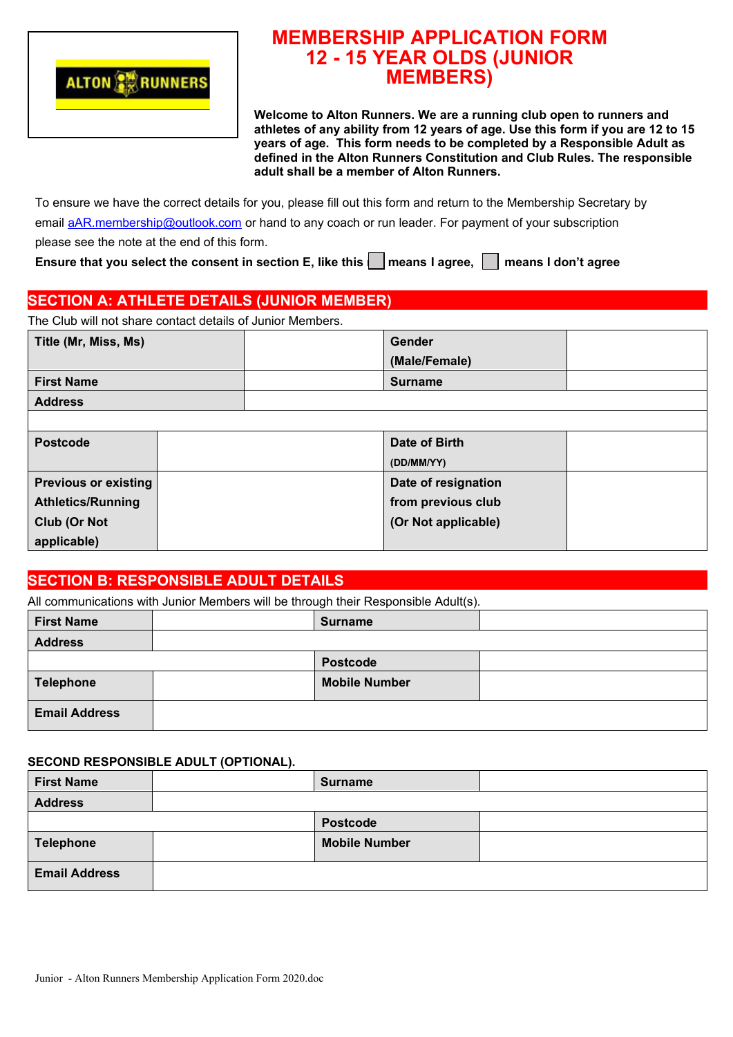ALTON RUNNERS

# MEMBERSHIP APPLICATION FORM 12 - 15 YEAR OLDS (JUNIOR MEMBERS)

**Welcome to Alton Runners. We are a running club open to runners and athletes of any ability from 12 years of age. Use this form if you are 12 to 15 years of age. This form needs to be completed by a Responsible Adult as defined in the Alton Runners Constitution and Club Rules. The responsible adult shall be a member of Alton Runners.**

To ensure we have the correct details for you, please fill out this form and return to the Membership Secretary by email aAR.membership@outlook.com or hand to any coach or run leader. For payment of your subscription please see the note at the end of this form.

**Ensure that you select the consent in section E, like this ☐ means I agree, ☐ means I don't agree**

## SECTION A: ATHLETE DETAILS (JUNIOR MEMBER)

The Club will not share contact details of Junior Members.

| **Title (Mr, Miss, Ms)** | | **Gender (Male/Female)** | |
|---|---|---|---|
| **First Name** | | **Surname** | |
| **Address** | | | |
| | | | |
| **Postcode** | | **Date of Birth** (DD/MM/YY) | |
| **Previous or existing Athletics/Running Club (Or Not applicable)** | | **Date of resignation from previous club (Or Not applicable)** | |

## SECTION B: RESPONSIBLE ADULT DETAILS

All communications with Junior Members will be through their Responsible Adult(s).

| **First Name** | | **Surname** | |
|---|---|---|---|
| **Address** | | | |
| | | **Postcode** | |
| **Telephone** | | **Mobile Number** | |
| **Email Address** | | | |

**SECOND RESPONSIBLE ADULT (OPTIONAL).**

| **First Name** | | **Surname** | |
|---|---|---|---|
| **Address** | | | |
| | | **Postcode** | |
| **Telephone** | | **Mobile Number** | |
| **Email Address** | | | |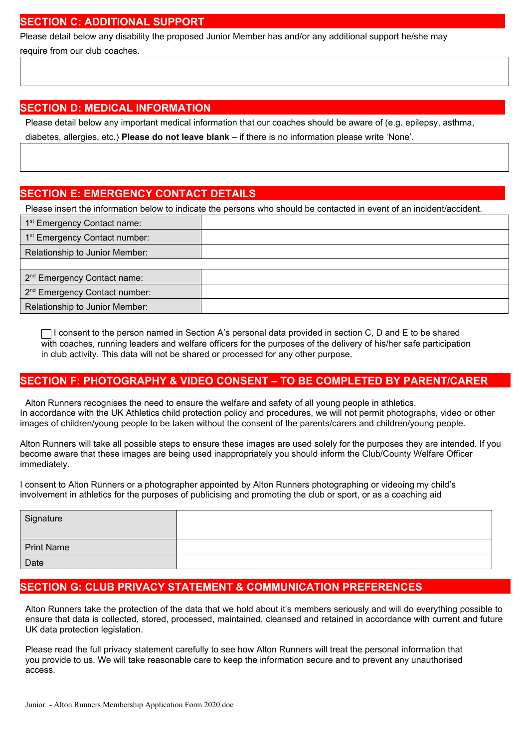## SECTION C: ADDITIONAL SUPPORT

Please detail below any disability the proposed Junior Member has and/or any additional support he/she may require from our club coaches.

| |
|---|
| |

## SECTION D: MEDICAL INFORMATION

Please detail below any important medical information that our coaches should be aware of (e.g. epilepsy, asthma, diabetes, allergies, etc.) **Please do not leave blank** – if there is no information please write 'None'.

| |
|---|
| |

## SECTION E: EMERGENCY CONTACT DETAILS

Please insert the information below to indicate the persons who should be contacted in event of an incident/accident.

| | |
|---|---|
| 1st Emergency Contact name: | |
| 1st Emergency Contact number: | |
| Relationship to Junior Member: | |
| | |
| 2nd Emergency Contact name: | |
| 2nd Emergency Contact number: | |
| Relationship to Junior Member: | |

☐ I consent to the person named in Section A's personal data provided in section C, D and E to be shared with coaches, running leaders and welfare officers for the purposes of the delivery of his/her safe participation in club activity. This data will not be shared or processed for any other purpose.

## SECTION F: PHOTOGRAPHY & VIDEO CONSENT – TO BE COMPLETED BY PARENT/CARER

Alton Runners recognises the need to ensure the welfare and safety of all young people in athletics. In accordance with the UK Athletics child protection policy and procedures, we will not permit photographs, video or other images of children/young people to be taken without the consent of the parents/carers and children/young people.

Alton Runners will take all possible steps to ensure these images are used solely for the purposes they are intended. If you become aware that these images are being used inappropriately you should inform the Club/County Welfare Officer immediately.

I consent to Alton Runners or a photographer appointed by Alton Runners photographing or videoing my child's involvement in athletics for the purposes of publicising and promoting the club or sport, or as a coaching aid

| | |
|---|---|
| Signature | |
| Print Name | |
| Date | |

## SECTION G: CLUB PRIVACY STATEMENT & COMMUNICATION PREFERENCES

Alton Runners take the protection of the data that we hold about it's members seriously and will do everything possible to ensure that data is collected, stored, processed, maintained, cleansed and retained in accordance with current and future UK data protection legislation.

Please read the full privacy statement carefully to see how Alton Runners will treat the personal information that you provide to us. We will take reasonable care to keep the information secure and to prevent any unauthorised access.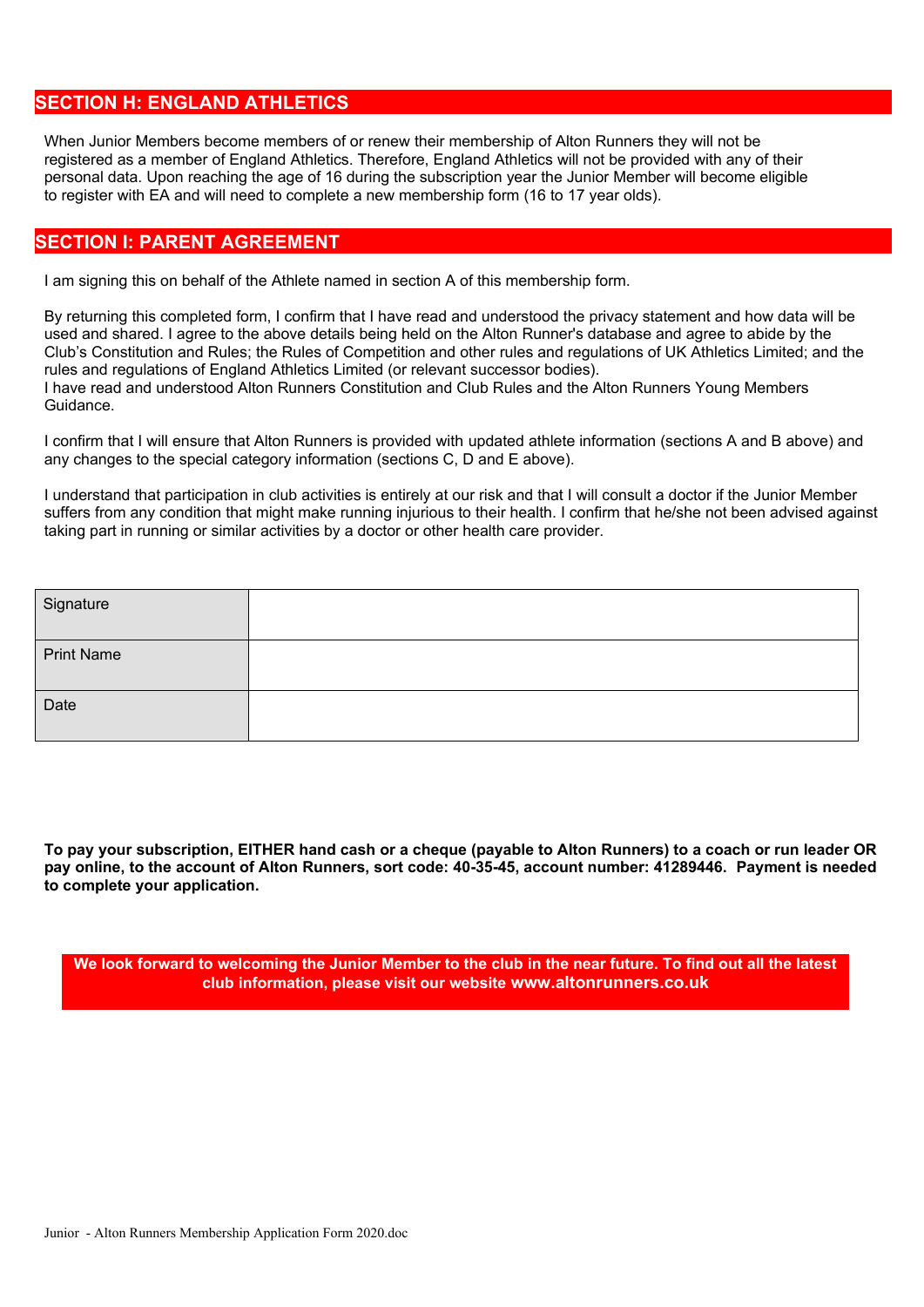## SECTION H: ENGLAND ATHLETICS

When Junior Members become members of or renew their membership of Alton Runners they will not be registered as a member of England Athletics. Therefore, England Athletics will not be provided with any of their personal data. Upon reaching the age of 16 during the subscription year the Junior Member will become eligible to register with EA and will need to complete a new membership form (16 to 17 year olds).

## SECTION I: PARENT AGREEMENT

I am signing this on behalf of the Athlete named in section A of this membership form.

By returning this completed form, I confirm that I have read and understood the privacy statement and how data will be used and shared. I agree to the above details being held on the Alton Runner's database and agree to abide by the Club's Constitution and Rules; the Rules of Competition and other rules and regulations of UK Athletics Limited; and the rules and regulations of England Athletics Limited (or relevant successor bodies).
I have read and understood Alton Runners Constitution and Club Rules and the Alton Runners Young Members Guidance.

I confirm that I will ensure that Alton Runners is provided with updated athlete information (sections A and B above) and any changes to the special category information (sections C, D and E above).

I understand that participation in club activities is entirely at our risk and that I will consult a doctor if the Junior Member suffers from any condition that might make running injurious to their health. I confirm that he/she not been advised against taking part in running or similar activities by a doctor or other health care provider.

| | |
|---|---|
| Signature | |
| Print Name | |
| Date | |

**To pay your subscription, EITHER hand cash or a cheque (payable to Alton Runners) to a coach or run leader OR pay online, to the account of Alton Runners, sort code: 40-35-45, account number: 41289446. Payment is needed to complete your application.**

**We look forward to welcoming the Junior Member to the club in the near future. To find out all the latest club information, please visit our website www.altonrunners.co.uk**